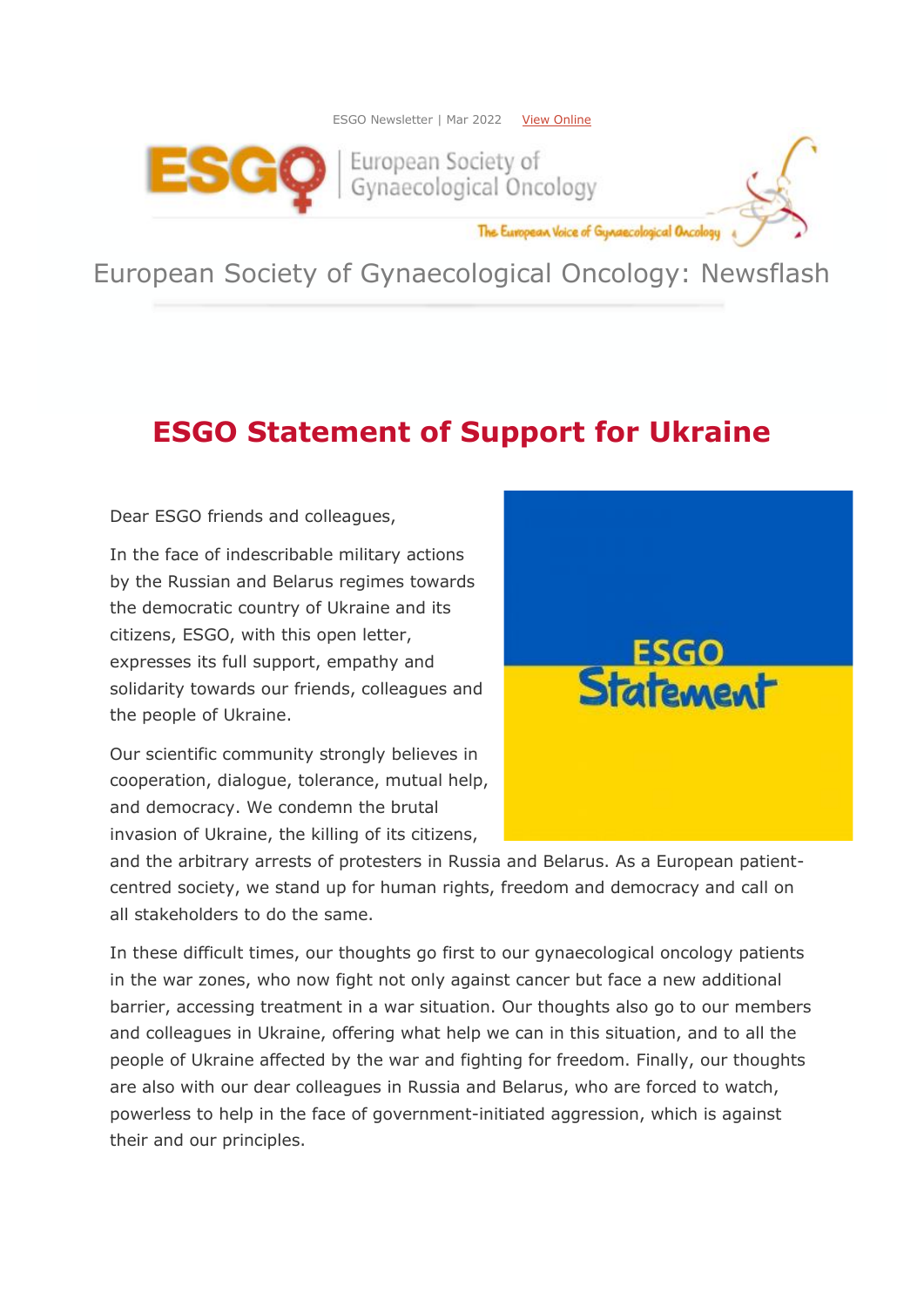ESGO Newsletter | Mar 2022 View Online

European Society of Gynaecological Oncology

The European Voice of Gynaecological Oncology

# European Society of Gynaecological Oncology: Newsflash

## ESGO Statement of Support for Ukraine

Dear ESGO friends and colleagues,

In the face of indescribable military actions by the Russian and Belarus regimes towards the democratic country of Ukraine and its citizens, ESGO, with this open letter, expresses its full support, empathy and solidarity towards our friends, colleagues and the people of Ukraine.

Our scientific community strongly believes in cooperation, dialogue, tolerance, mutual help, and democracy. We condemn the brutal invasion of Ukraine, the killing of its citizens, and the arbitrary arrests of protesters in Russia and Belarus. As a European patient-centred society, we stand up for human rights, freedom and democracy and call on all stakeholders to do the same.

In these difficult times, our thoughts go first to our gynaecological oncology patients in the war zones, who now fight not only against cancer but face a new additional barrier, accessing treatment in a war situation. Our thoughts also go to our members and colleagues in Ukraine, offering what help we can in this situation, and to all the people of Ukraine affected by the war and fighting for freedom. Finally, our thoughts are also with our dear colleagues in Russia and Belarus, who are forced to watch, powerless to help in the face of government-initiated aggression, which is against their and our principles.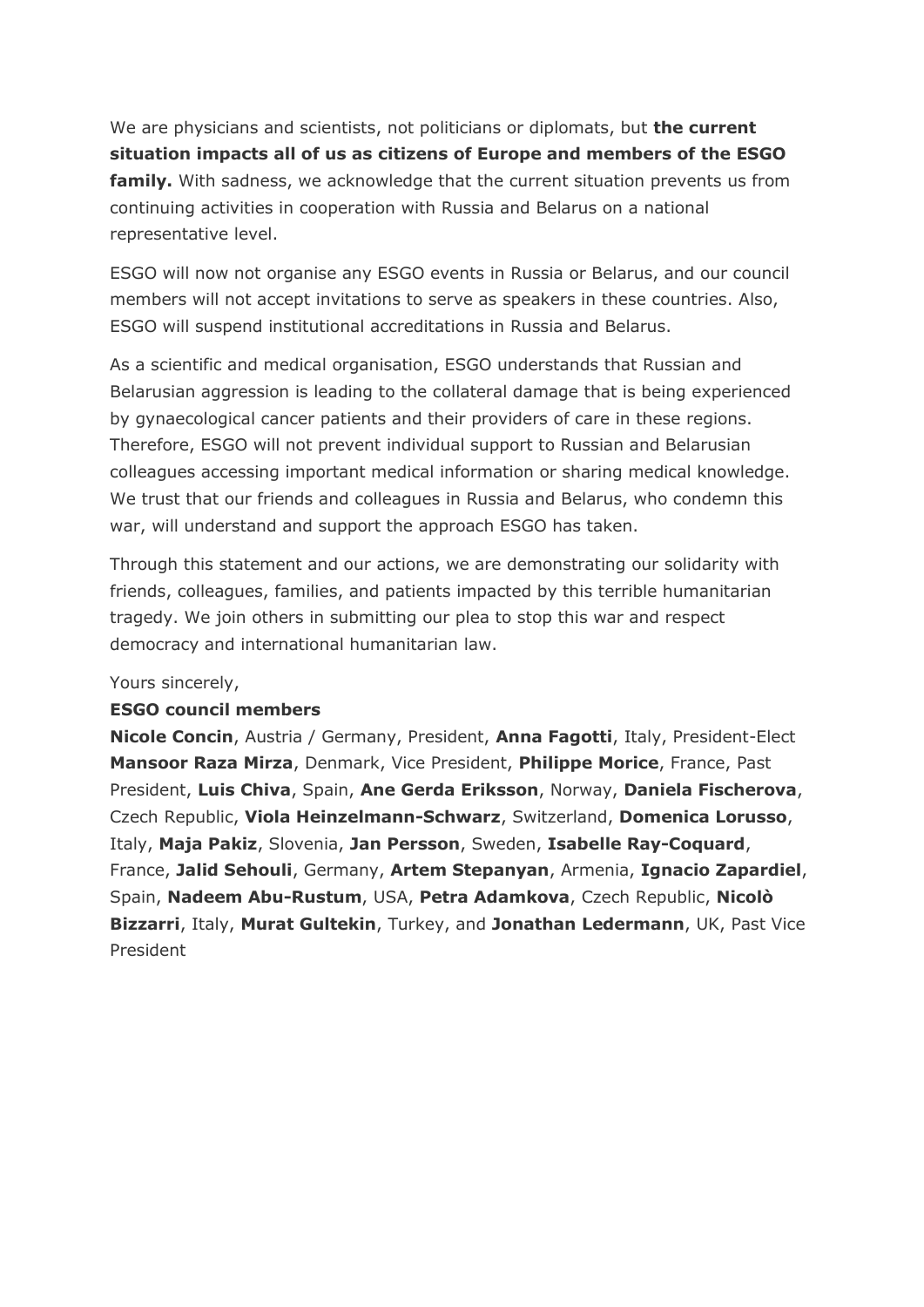We are physicians and scientists, not politicians or diplomats, but **the current situation impacts all of us as citizens of Europe and members of the ESGO family.** With sadness, we acknowledge that the current situation prevents us from continuing activities in cooperation with Russia and Belarus on a national representative level.

ESGO will now not organise any ESGO events in Russia or Belarus, and our council members will not accept invitations to serve as speakers in these countries. Also, ESGO will suspend institutional accreditations in Russia and Belarus.

As a scientific and medical organisation, ESGO understands that Russian and Belarusian aggression is leading to the collateral damage that is being experienced by gynaecological cancer patients and their providers of care in these regions. Therefore, ESGO will not prevent individual support to Russian and Belarusian colleagues accessing important medical information or sharing medical knowledge. We trust that our friends and colleagues in Russia and Belarus, who condemn this war, will understand and support the approach ESGO has taken.

Through this statement and our actions, we are demonstrating our solidarity with friends, colleagues, families, and patients impacted by this terrible humanitarian tragedy. We join others in submitting our plea to stop this war and respect democracy and international humanitarian law.

Yours sincerely,

**ESGO council members**

**Nicole Concin**, Austria / Germany, President, **Anna Fagotti**, Italy, President-Elect **Mansoor Raza Mirza**, Denmark, Vice President, **Philippe Morice**, France, Past President, **Luis Chiva**, Spain, **Ane Gerda Eriksson**, Norway, **Daniela Fischerova**, Czech Republic, **Viola Heinzelmann-Schwarz**, Switzerland, **Domenica Lorusso**, Italy, **Maja Pakiz**, Slovenia, **Jan Persson**, Sweden, **Isabelle Ray-Coquard**, France, **Jalid Sehouli**, Germany, **Artem Stepanyan**, Armenia, **Ignacio Zapardiel**, Spain, **Nadeem Abu-Rustum**, USA, **Petra Adamkova**, Czech Republic, **Nicolò Bizzarri**, Italy, **Murat Gultekin**, Turkey, and **Jonathan Ledermann**, UK, Past Vice President